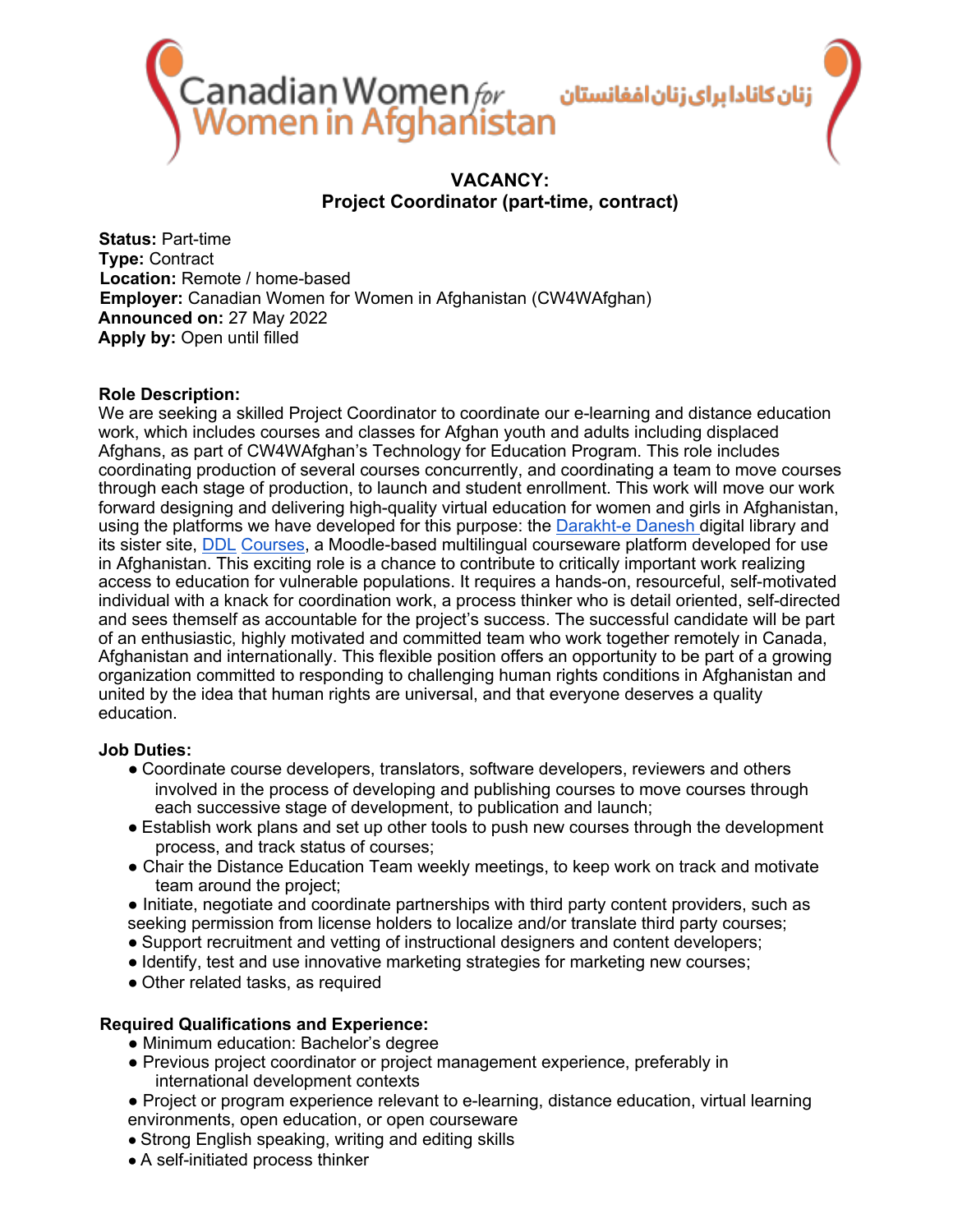Canadian Women for Women in Afghanistan

زنان کانادا برای زنان افغانستان

# VACANCY:
# Project Coordinator (part-time, contract)

**Status:** Part-time
**Type:** Contract
**Location:** Remote / home-based
**Employer:** Canadian Women for Women in Afghanistan (CW4WAfghan)
**Announced on:** 27 May 2022
**Apply by:** Open until filled

**Role Description:**

We are seeking a skilled Project Coordinator to coordinate our e-learning and distance education work, which includes courses and classes for Afghan youth and adults including displaced Afghans, as part of CW4WAfghan's Technology for Education Program. This role includes coordinating production of several courses concurrently, and coordinating a team to move courses through each stage of production, to launch and student enrollment. This work will move our work forward designing and delivering high-quality virtual education for women and girls in Afghanistan, using the platforms we have developed for this purpose: the Darakht-e Danesh digital library and its sister site, DDL Courses, a Moodle-based multilingual courseware platform developed for use in Afghanistan. This exciting role is a chance to contribute to critically important work realizing access to education for vulnerable populations. It requires a hands-on, resourceful, self-motivated individual with a knack for coordination work, a process thinker who is detail oriented, self-directed and sees themself as accountable for the project's success. The successful candidate will be part of an enthusiastic, highly motivated and committed team who work together remotely in Canada, Afghanistan and internationally. This flexible position offers an opportunity to be part of a growing organization committed to responding to challenging human rights conditions in Afghanistan and united by the idea that human rights are universal, and that everyone deserves a quality education.

**Job Duties:**

- Coordinate course developers, translators, software developers, reviewers and others involved in the process of developing and publishing courses to move courses through each successive stage of development, to publication and launch;
- Establish work plans and set up other tools to push new courses through the development process, and track status of courses;
- Chair the Distance Education Team weekly meetings, to keep work on track and motivate team around the project;
- Initiate, negotiate and coordinate partnerships with third party content providers, such as seeking permission from license holders to localize and/or translate third party courses;
- Support recruitment and vetting of instructional designers and content developers;
- Identify, test and use innovative marketing strategies for marketing new courses;
- Other related tasks, as required

**Required Qualifications and Experience:**

- Minimum education: Bachelor's degree
- Previous project coordinator or project management experience, preferably in international development contexts
- Project or program experience relevant to e-learning, distance education, virtual learning environments, open education, or open courseware
- Strong English speaking, writing and editing skills
- A self-initiated process thinker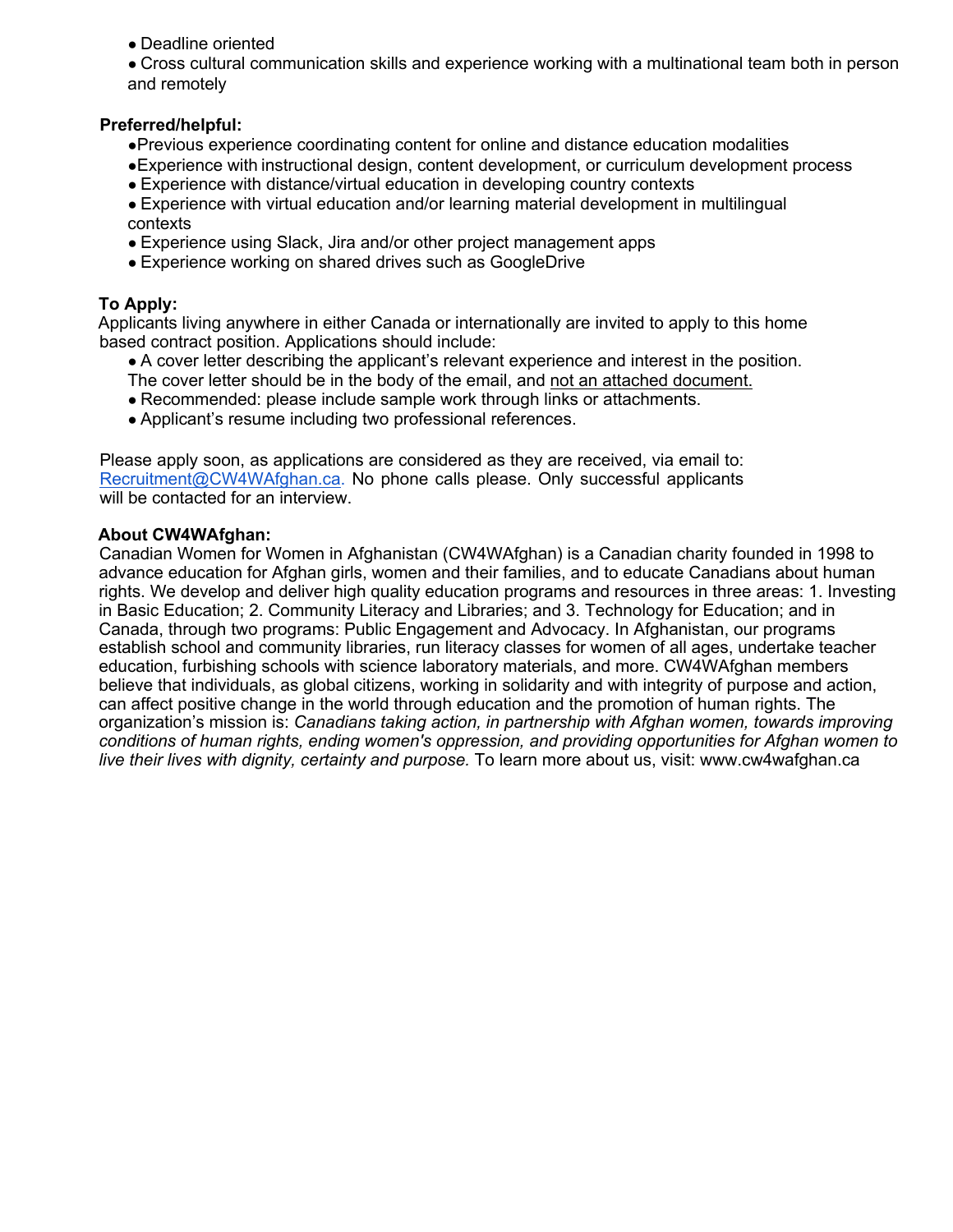- Deadline oriented
- Cross cultural communication skills and experience working with a multinational team both in person and remotely

**Preferred/helpful:**

- Previous experience coordinating content for online and distance education modalities
- Experience with instructional design, content development, or curriculum development process
- Experience with distance/virtual education in developing country contexts
- Experience with virtual education and/or learning material development in multilingual contexts
- Experience using Slack, Jira and/or other project management apps
- Experience working on shared drives such as GoogleDrive

**To Apply:**

Applicants living anywhere in either Canada or internationally are invited to apply to this home based contract position. Applications should include:

- A cover letter describing the applicant's relevant experience and interest in the position. The cover letter should be in the body of the email, and not an attached document.
- Recommended: please include sample work through links or attachments.
- Applicant's resume including two professional references.

Please apply soon, as applications are considered as they are received, via email to: Recruitment@CW4WAfghan.ca. No phone calls please. Only successful applicants will be contacted for an interview.

**About CW4WAfghan:**

Canadian Women for Women in Afghanistan (CW4WAfghan) is a Canadian charity founded in 1998 to advance education for Afghan girls, women and their families, and to educate Canadians about human rights. We develop and deliver high quality education programs and resources in three areas: 1. Investing in Basic Education; 2. Community Literacy and Libraries; and 3. Technology for Education; and in Canada, through two programs: Public Engagement and Advocacy. In Afghanistan, our programs establish school and community libraries, run literacy classes for women of all ages, undertake teacher education, furbishing schools with science laboratory materials, and more. CW4WAfghan members believe that individuals, as global citizens, working in solidarity and with integrity of purpose and action, can affect positive change in the world through education and the promotion of human rights. The organization's mission is: *Canadians taking action, in partnership with Afghan women, towards improving conditions of human rights, ending women's oppression, and providing opportunities for Afghan women to live their lives with dignity, certainty and purpose.* To learn more about us, visit: www.cw4wafghan.ca